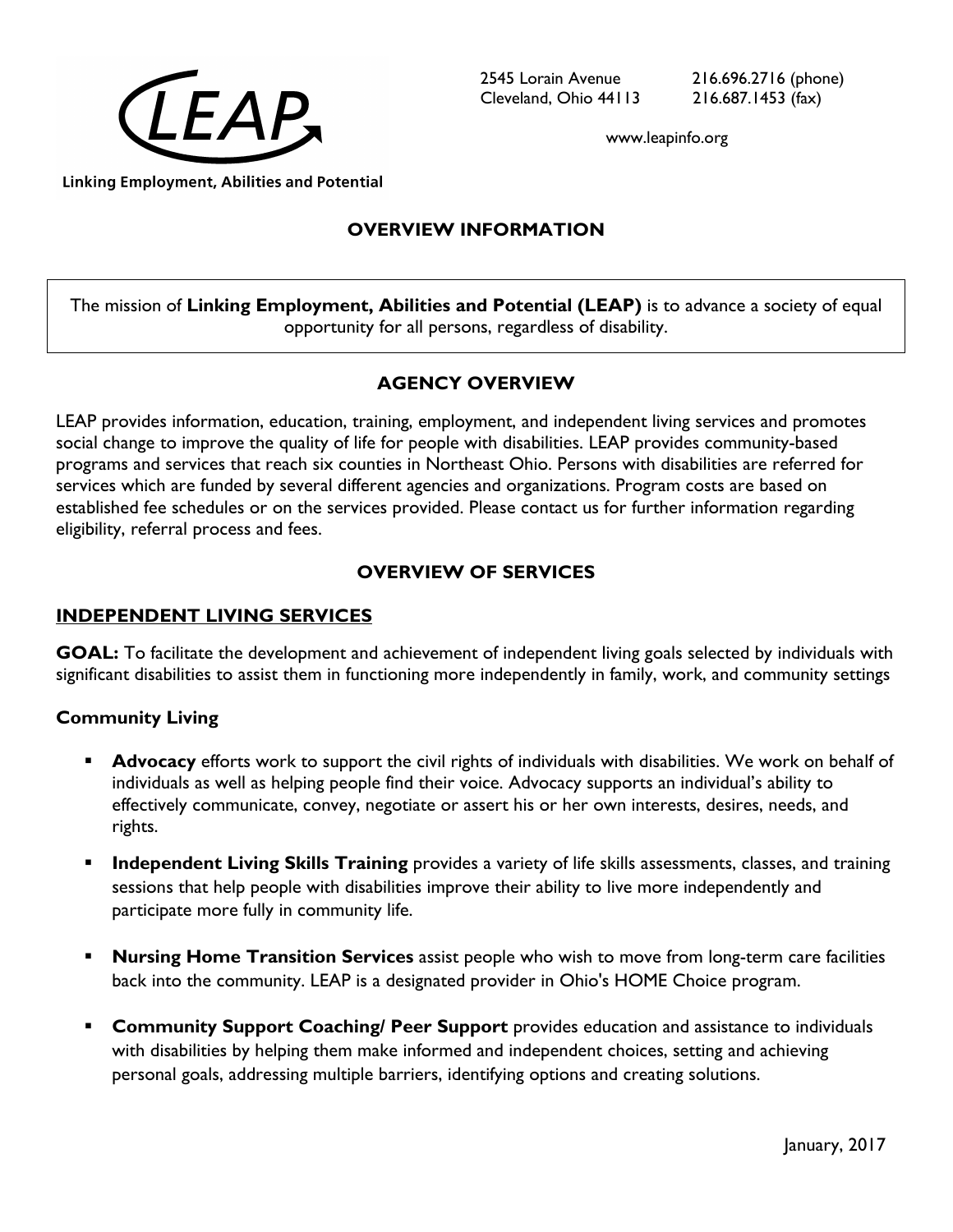LEAP

Linking Employment, Abilities and Potential

2545 Lorain Avenue
Cleveland, Ohio 44113

216.696.2716 (phone)
216.687.1453 (fax)

www.leapinfo.org

## OVERVIEW INFORMATION

The mission of **Linking Employment, Abilities and Potential (LEAP)** is to advance a society of equal opportunity for all persons, regardless of disability.

## AGENCY OVERVIEW

LEAP provides information, education, training, employment, and independent living services and promotes social change to improve the quality of life for people with disabilities. LEAP provides community-based programs and services that reach six counties in Northeast Ohio. Persons with disabilities are referred for services which are funded by several different agencies and organizations. Program costs are based on established fee schedules or on the services provided. Please contact us for further information regarding eligibility, referral process and fees.

## OVERVIEW OF SERVICES

### INDEPENDENT LIVING SERVICES

**GOAL:** To facilitate the development and achievement of independent living goals selected by individuals with significant disabilities to assist them in functioning more independently in family, work, and community settings

#### Community Living

- **Advocacy** efforts work to support the civil rights of individuals with disabilities. We work on behalf of individuals as well as helping people find their voice. Advocacy supports an individual's ability to effectively communicate, convey, negotiate or assert his or her own interests, desires, needs, and rights.
- **Independent Living Skills Training** provides a variety of life skills assessments, classes, and training sessions that help people with disabilities improve their ability to live more independently and participate more fully in community life.
- **Nursing Home Transition Services** assist people who wish to move from long-term care facilities back into the community. LEAP is a designated provider in Ohio's HOME Choice program.
- **Community Support Coaching/ Peer Support** provides education and assistance to individuals with disabilities by helping them make informed and independent choices, setting and achieving personal goals, addressing multiple barriers, identifying options and creating solutions.

January, 2017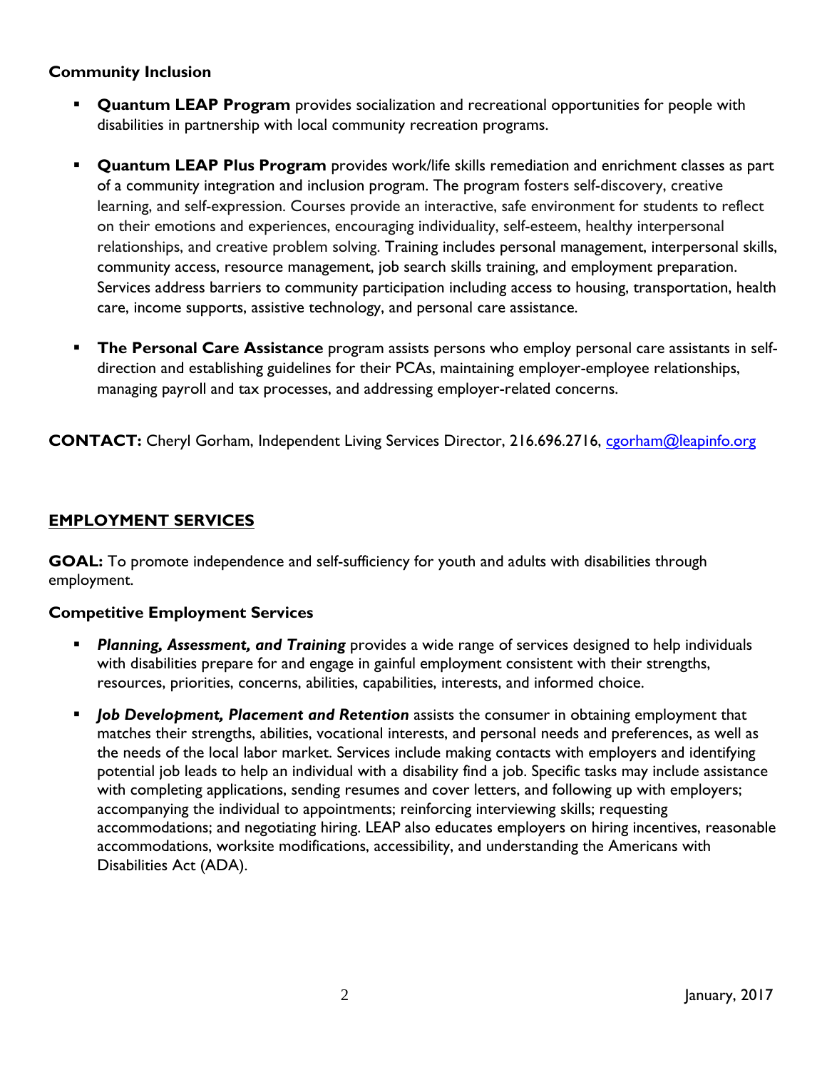### Community Inclusion

- **Quantum LEAP Program** provides socialization and recreational opportunities for people with disabilities in partnership with local community recreation programs.

- **Quantum LEAP Plus Program** provides work/life skills remediation and enrichment classes as part of a community integration and inclusion program. The program fosters self-discovery, creative learning, and self-expression. Courses provide an interactive, safe environment for students to reflect on their emotions and experiences, encouraging individuality, self-esteem, healthy interpersonal relationships, and creative problem solving. Training includes personal management, interpersonal skills, community access, resource management, job search skills training, and employment preparation. Services address barriers to community participation including access to housing, transportation, health care, income supports, assistive technology, and personal care assistance.

- **The Personal Care Assistance** program assists persons who employ personal care assistants in self-direction and establishing guidelines for their PCAs, maintaining employer-employee relationships, managing payroll and tax processes, and addressing employer-related concerns.

**CONTACT:** Cheryl Gorham, Independent Living Services Director, 216.696.2716, cgorham@leapinfo.org

## EMPLOYMENT SERVICES

**GOAL:** To promote independence and self-sufficiency for youth and adults with disabilities through employment.

### Competitive Employment Services

- ***Planning, Assessment, and Training*** provides a wide range of services designed to help individuals with disabilities prepare for and engage in gainful employment consistent with their strengths, resources, priorities, concerns, abilities, capabilities, interests, and informed choice.

- ***Job Development, Placement and Retention*** assists the consumer in obtaining employment that matches their strengths, abilities, vocational interests, and personal needs and preferences, as well as the needs of the local labor market. Services include making contacts with employers and identifying potential job leads to help an individual with a disability find a job. Specific tasks may include assistance with completing applications, sending resumes and cover letters, and following up with employers; accompanying the individual to appointments; reinforcing interviewing skills; requesting accommodations; and negotiating hiring. LEAP also educates employers on hiring incentives, reasonable accommodations, worksite modifications, accessibility, and understanding the Americans with Disabilities Act (ADA).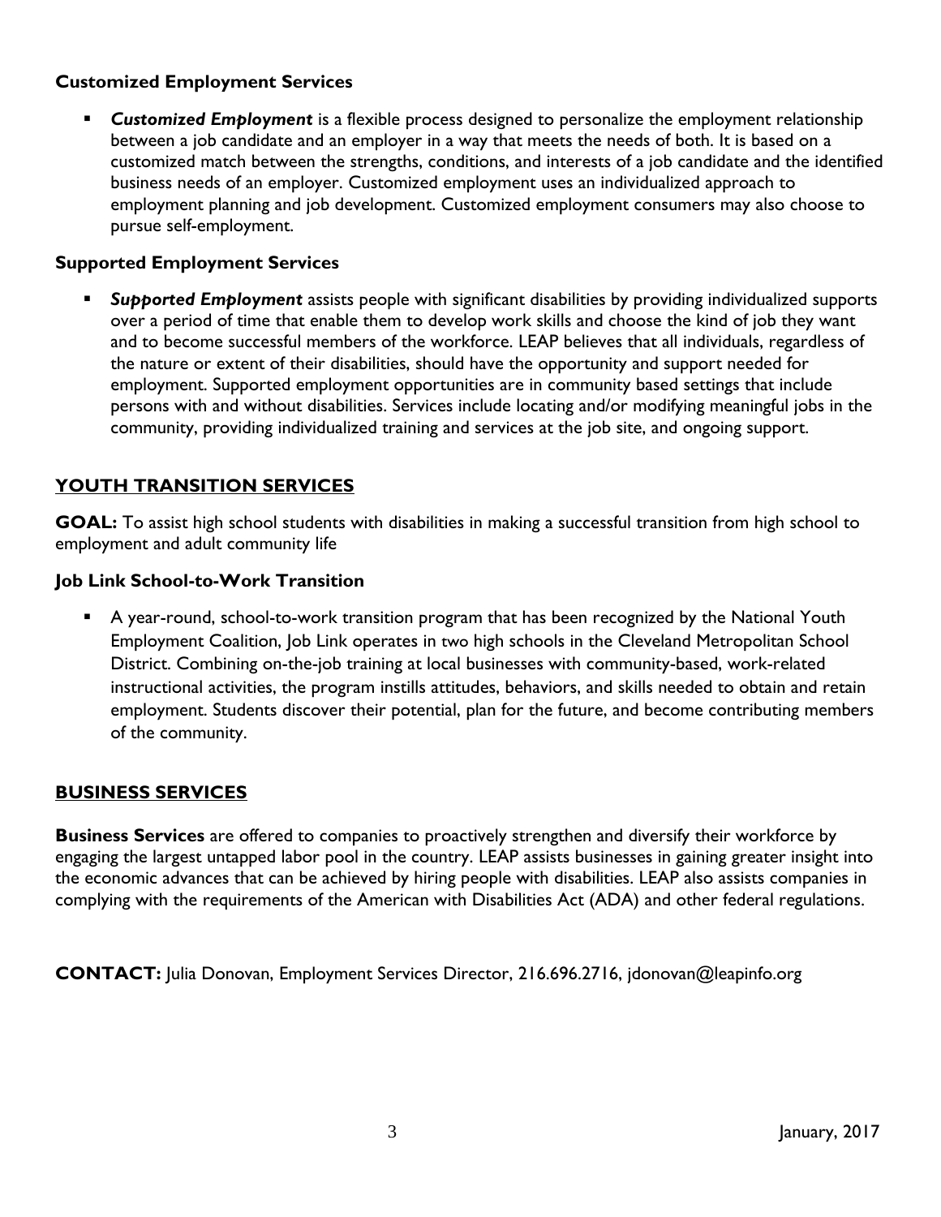### Customized Employment Services

- ***Customized Employment*** is a flexible process designed to personalize the employment relationship between a job candidate and an employer in a way that meets the needs of both. It is based on a customized match between the strengths, conditions, and interests of a job candidate and the identified business needs of an employer. Customized employment uses an individualized approach to employment planning and job development. Customized employment consumers may also choose to pursue self-employment.

### Supported Employment Services

- ***Supported Employment*** assists people with significant disabilities by providing individualized supports over a period of time that enable them to develop work skills and choose the kind of job they want and to become successful members of the workforce. LEAP believes that all individuals, regardless of the nature or extent of their disabilities, should have the opportunity and support needed for employment. Supported employment opportunities are in community based settings that include persons with and without disabilities. Services include locating and/or modifying meaningful jobs in the community, providing individualized training and services at the job site, and ongoing support.

## YOUTH TRANSITION SERVICES

**GOAL:** To assist high school students with disabilities in making a successful transition from high school to employment and adult community life

### Job Link School-to-Work Transition

- A year-round, school-to-work transition program that has been recognized by the National Youth Employment Coalition, Job Link operates in two high schools in the Cleveland Metropolitan School District. Combining on-the-job training at local businesses with community-based, work-related instructional activities, the program instills attitudes, behaviors, and skills needed to obtain and retain employment. Students discover their potential, plan for the future, and become contributing members of the community.

## BUSINESS SERVICES

**Business Services** are offered to companies to proactively strengthen and diversify their workforce by engaging the largest untapped labor pool in the country. LEAP assists businesses in gaining greater insight into the economic advances that can be achieved by hiring people with disabilities. LEAP also assists companies in complying with the requirements of the American with Disabilities Act (ADA) and other federal regulations.

**CONTACT:** Julia Donovan, Employment Services Director, 216.696.2716, jdonovan@leapinfo.org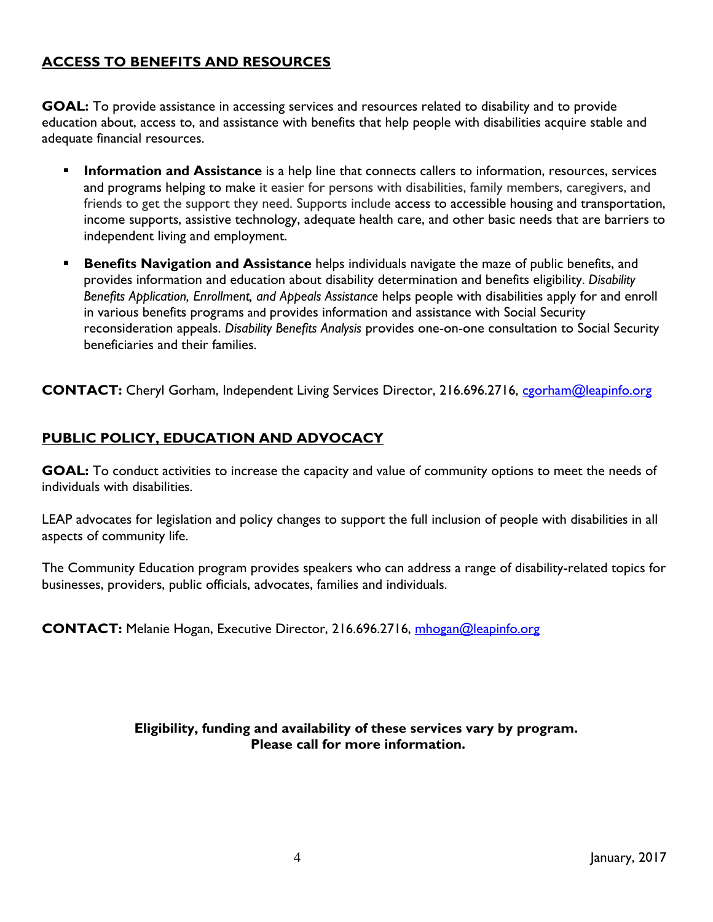## ACCESS TO BENEFITS AND RESOURCES

**GOAL:** To provide assistance in accessing services and resources related to disability and to provide education about, access to, and assistance with benefits that help people with disabilities acquire stable and adequate financial resources.

- **Information and Assistance** is a help line that connects callers to information, resources, services and programs helping to make it easier for persons with disabilities, family members, caregivers, and friends to get the support they need. Supports include access to accessible housing and transportation, income supports, assistive technology, adequate health care, and other basic needs that are barriers to independent living and employment.
- **Benefits Navigation and Assistance** helps individuals navigate the maze of public benefits, and provides information and education about disability determination and benefits eligibility. *Disability Benefits Application, Enrollment, and Appeals Assistance* helps people with disabilities apply for and enroll in various benefits programs and provides information and assistance with Social Security reconsideration appeals. *Disability Benefits Analysis* provides one-on-one consultation to Social Security beneficiaries and their families.

**CONTACT:** Cheryl Gorham, Independent Living Services Director, 216.696.2716, cgorham@leapinfo.org

## PUBLIC POLICY, EDUCATION AND ADVOCACY

**GOAL:** To conduct activities to increase the capacity and value of community options to meet the needs of individuals with disabilities.

LEAP advocates for legislation and policy changes to support the full inclusion of people with disabilities in all aspects of community life.

The Community Education program provides speakers who can address a range of disability-related topics for businesses, providers, public officials, advocates, families and individuals.

**CONTACT:** Melanie Hogan, Executive Director, 216.696.2716, mhogan@leapinfo.org

**Eligibility, funding and availability of these services vary by program.**
**Please call for more information.**

January, 2017